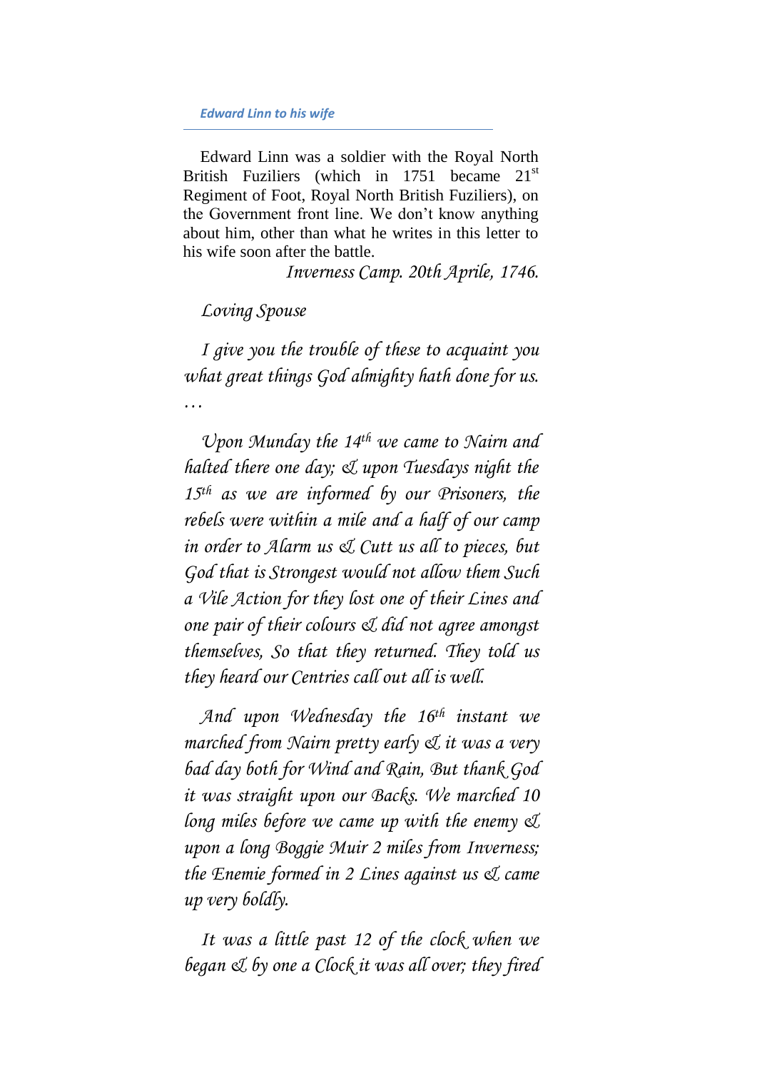## *Edward Linn to his wife*

Edward Linn was a soldier with the Royal North British Fuziliers (which in 1751 became 21st Regiment of Foot, Royal North British Fuziliers), on the Government front line. We don't know anything about him, other than what he writes in this letter to his wife soon after the battle.

*Inverness Camp. 20th Aprile, 1746.*

*Loving Spouse*

*I give you the trouble of these to acquaint you what great things God almighty hath done for us.* …

*Upon Munday the 14th we came to Nairn and halted there one day; & upon Tuesdays night the 15th as we are informed by our Prisoners, the rebels were within a mile and a half of our camp in order to Alarm us & Cutt us all to pieces, but God that is Strongest would not allow them Such a Vile Action for they lost one of their Lines and one pair of their colours & did not agree amongst themselves, So that they returned. They told us they heard our Centries call out all is well.*

*And upon Wednesday the 16th instant we marched from Nairn pretty early & it was a very bad day both for Wind and Rain, But thank God it was straight upon our Backs. We marched 10 long miles before we came up with the enemy & upon a long Boggie Muir 2 miles from Inverness; the Enemie formed in 2 Lines against us & came up very boldly.*

*It was a little past 12 of the clock when we began & by one a Clock it was all over; they fired*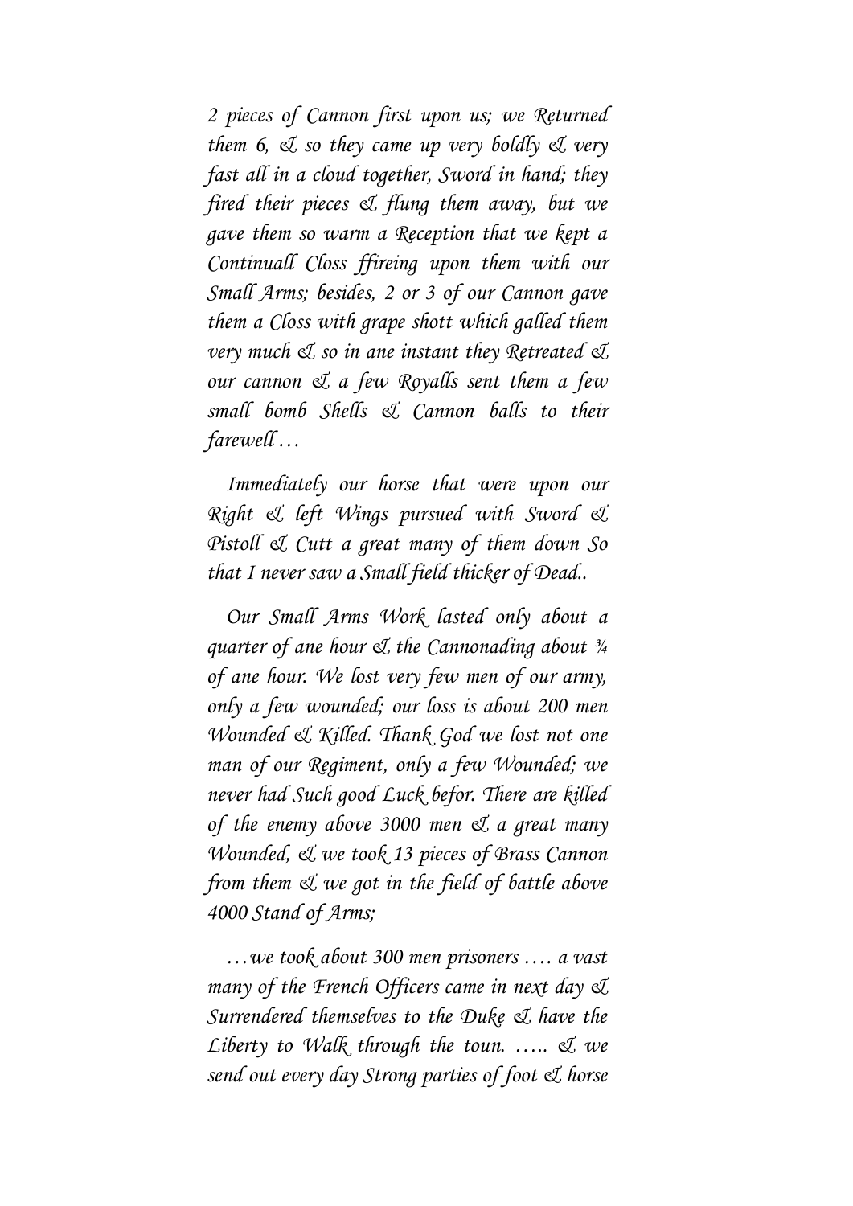*2 pieces of Cannon first upon us; we Returned them 6, & so they came up very boldly & very fast all in a cloud together, Sword in hand; they fired their pieces & flung them away, but we gave them so warm a Reception that we kept a Continuall Closs ffireing upon them with our Small Arms; besides, 2 or 3 of our Cannon gave them a Closs with grape shott which galled them very much & so in ane instant they Retreated & our cannon & a few Royalls sent them a few small bomb Shells & Cannon balls to their farewell…*

*Immediately our horse that were upon our Right & left Wings pursued with Sword & Pistoll & Cutt a great many of them down So that I never saw a Small field thicker of Dead..*

*Our Small Arms Work lasted only about a quarter of ane hour & the Cannonading about ¾ of ane hour. We lost very few men of our army, only a few wounded; our loss is about 200 men Wounded & Killed. Thank God we lost not one man of our Regiment, only a few Wounded; we never had Such good Luck befor. There are killed of the enemy above 3000 men & a great many Wounded, & we took 13 pieces of Brass Cannon from them & we got in the field of battle above 4000 Stand of Arms;*

*…we took about 300 men prisoners …. a vast many of the French Officers came in next day & Surrendered themselves to the Duke & have the Liberty to Walk through the toun. ….. & we send out every day Strong parties of foot & horse*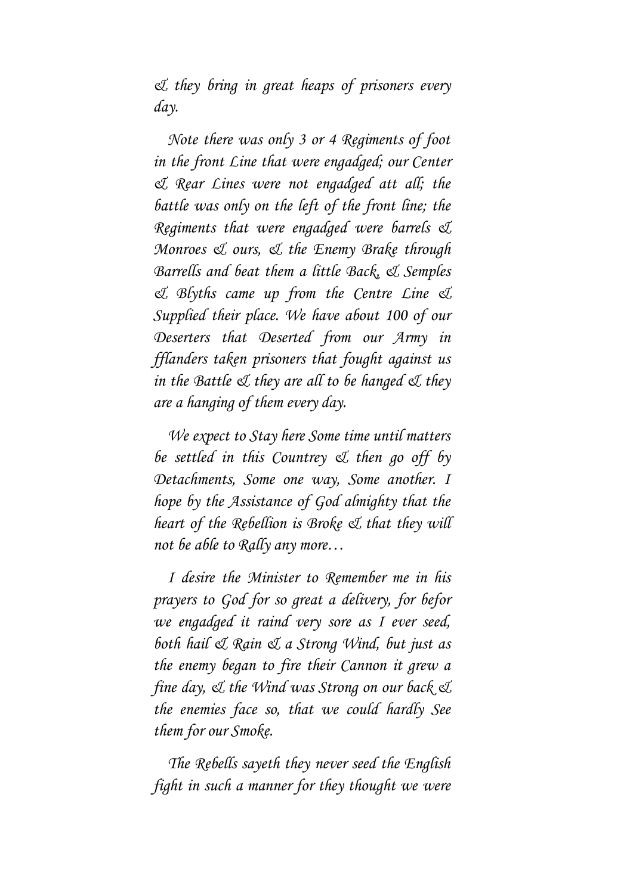*& they bring in great heaps of prisoners every day.*

*Note there was only 3 or 4 Regiments of foot in the front Line that were engadged; our Center & Rear Lines were not engadged att all; the battle was only on the left of the front line; the Regiments that were engadged were barrels & Monroes & ours, & the Enemy Brake through Barrells and beat them a little Back, & Semples & Blyths came up from the Centre Line & Supplied their place. We have about 100 of our Deserters that Deserted from our Army in fflanders taken prisoners that fought against us in the Battle & they are all to be hanged & they are a hanging of them every day.*

*We expect to Stay here Some time until matters be settled in this Countrey & then go off by Detachments, Some one way, Some another. I hope by the Assistance of God almighty that the heart of the Rebellion is Broke & that they will not be able to Rally any more…*

*I desire the Minister to Remember me in his prayers to God for so great a delivery, for befor we engadged it raind very sore as I ever seed, both hail & Rain & a Strong Wind, but just as the enemy began to fire their Cannon it grew a fine day, & the Wind was Strong on our back & the enemies face so, that we could hardly See them for our Smoke.*

*The Rebells sayeth they never seed the English fight in such a manner for they thought we were*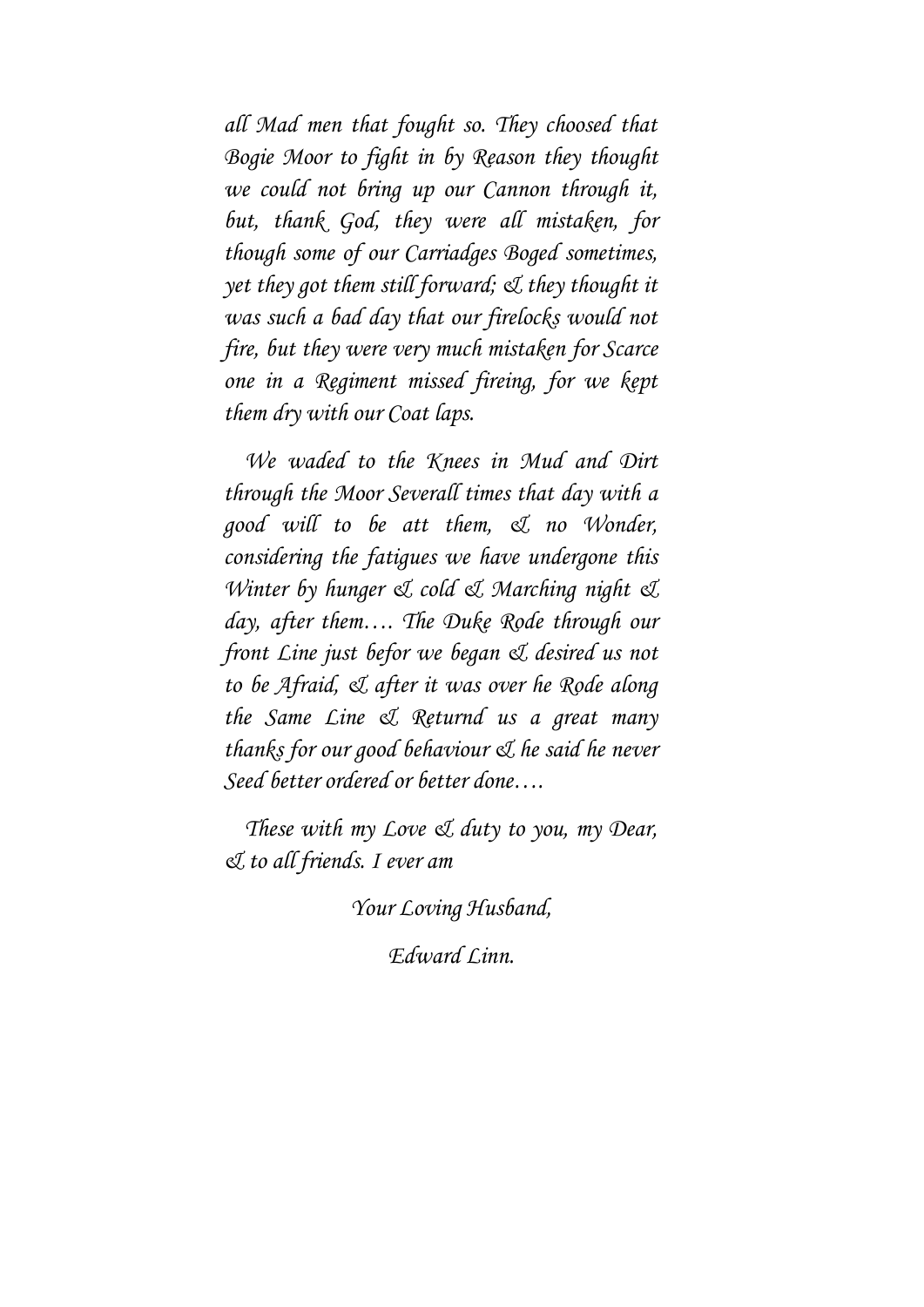*all Mad men that fought so. They choosed that Bogie Moor to fight in by Reason they thought we could not bring up our Cannon through it, but, thank God, they were all mistaken, for though some of our Carriadges Boged sometimes, yet they got them still forward; & they thought it was such a bad day that our firelocks would not fire, but they were very much mistaken for Scarce one in a Regiment missed fireing, for we kept them dry with our Coat laps.*

*We waded to the Knees in Mud and Dirt through the Moor Severall times that day with a good will to be att them, & no Wonder, considering the fatigues we have undergone this Winter by hunger & cold & Marching night & day, after them.... The Duke Rode through our front Line just befor we began & desired us not to be Afraid, & after it was over he Rode along the Same Line & Returnd us a great many thanks for our good behaviour & he said he never Seed better ordered or better done....*

*These with my Love & duty to you, my Dear, & to all friends. I ever am*

*Your Loving Husband,*

*Edward Linn.*